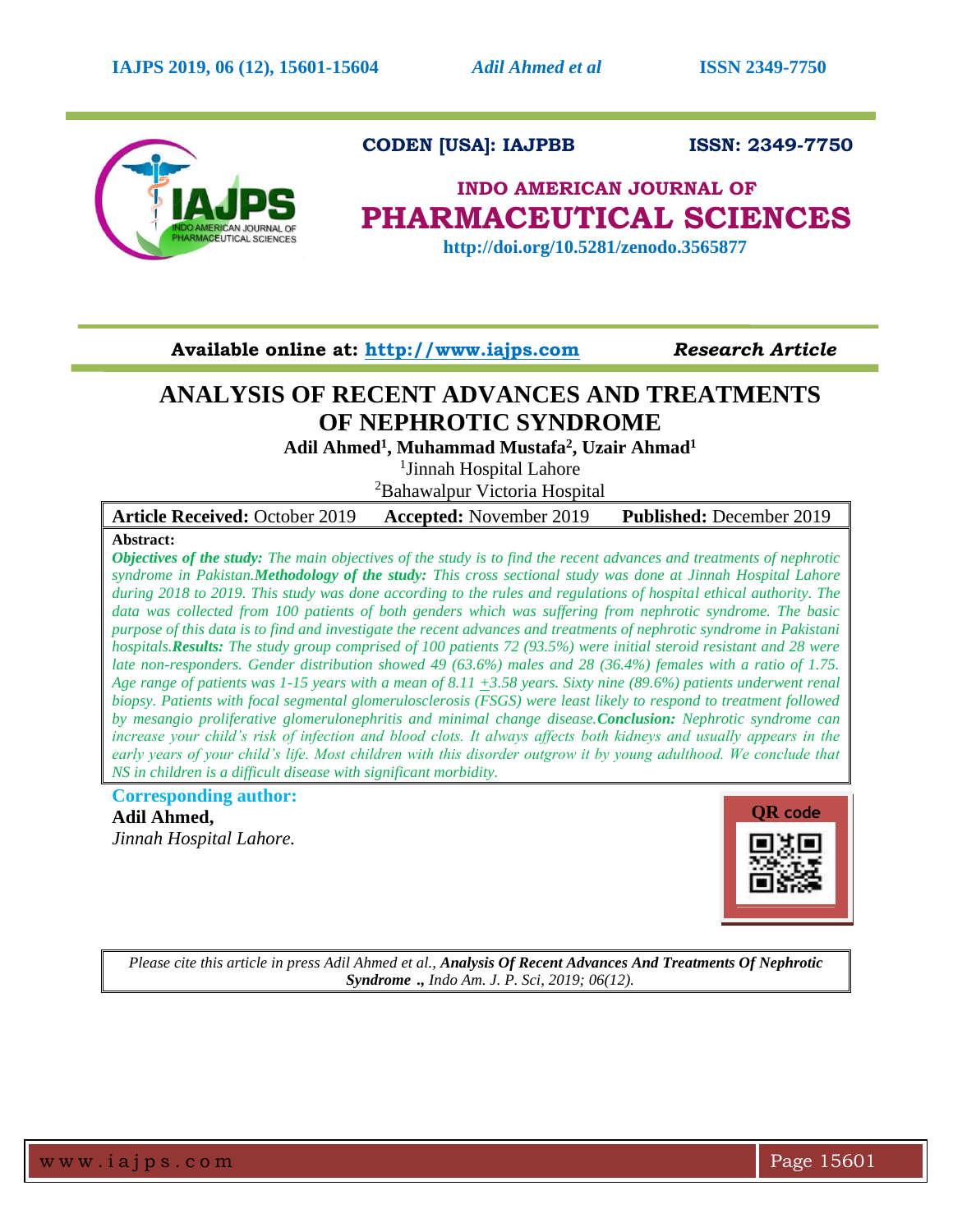**CODEN [USA]: IAJPBB** **ISSN: 2349-7750**

**INDO AMERICAN JOURNAL OF PHARMACEUTICAL SCIENCES**

**http://doi.org/10.5281/zenodo.3565877**

**Available online at: http://www.iajps.com** ***Research Article***

# ANALYSIS OF RECENT ADVANCES AND TREATMENTS OF NEPHROTIC SYNDROME

**Adil Ahmed[1], Muhammad Mustafa[2], Uzair Ahmad[1]**

[1]Jinnah Hospital Lahore

[2]Bahawalpur Victoria Hospital

**Article Received:** October 2019 **Accepted:** November 2019 **Published:** December 2019

**Abstract:**

***Objectives of the study:*** *The main objectives of the study is to find the recent advances and treatments of nephrotic syndrome in Pakistan.* ***Methodology of the study:*** *This cross sectional study was done at Jinnah Hospital Lahore during 2018 to 2019. This study was done according to the rules and regulations of hospital ethical authority. The data was collected from 100 patients of both genders which was suffering from nephrotic syndrome. The basic purpose of this data is to find and investigate the recent advances and treatments of nephrotic syndrome in Pakistani hospitals.* ***Results:*** *The study group comprised of 100 patients 72 (93.5%) were initial steroid resistant and 28 were late non-responders. Gender distribution showed 49 (63.6%) males and 28 (36.4%) females with a ratio of 1.75. Age range of patients was 1-15 years with a mean of 8.11 $\pm$3.58 years. Sixty nine (89.6%) patients underwent renal biopsy. Patients with focal segmental glomerulosclerosis (FSGS) were least likely to respond to treatment followed by mesangio proliferative glomerulonephritis and minimal change disease.* ***Conclusion:*** *Nephrotic syndrome can increase your child's risk of infection and blood clots. It always affects both kidneys and usually appears in the early years of your child's life. Most children with this disorder outgrow it by young adulthood. We conclude that NS in children is a difficult disease with significant morbidity.*

**Corresponding author:**

**Adil Ahmed,**

*Jinnah Hospital Lahore.*

QR code

*Please cite this article in press Adil Ahmed et al.,* ***Analysis Of Recent Advances And Treatments Of Nephrotic Syndrome .,*** *Indo Am. J. P. Sci, 2019; 06(12).*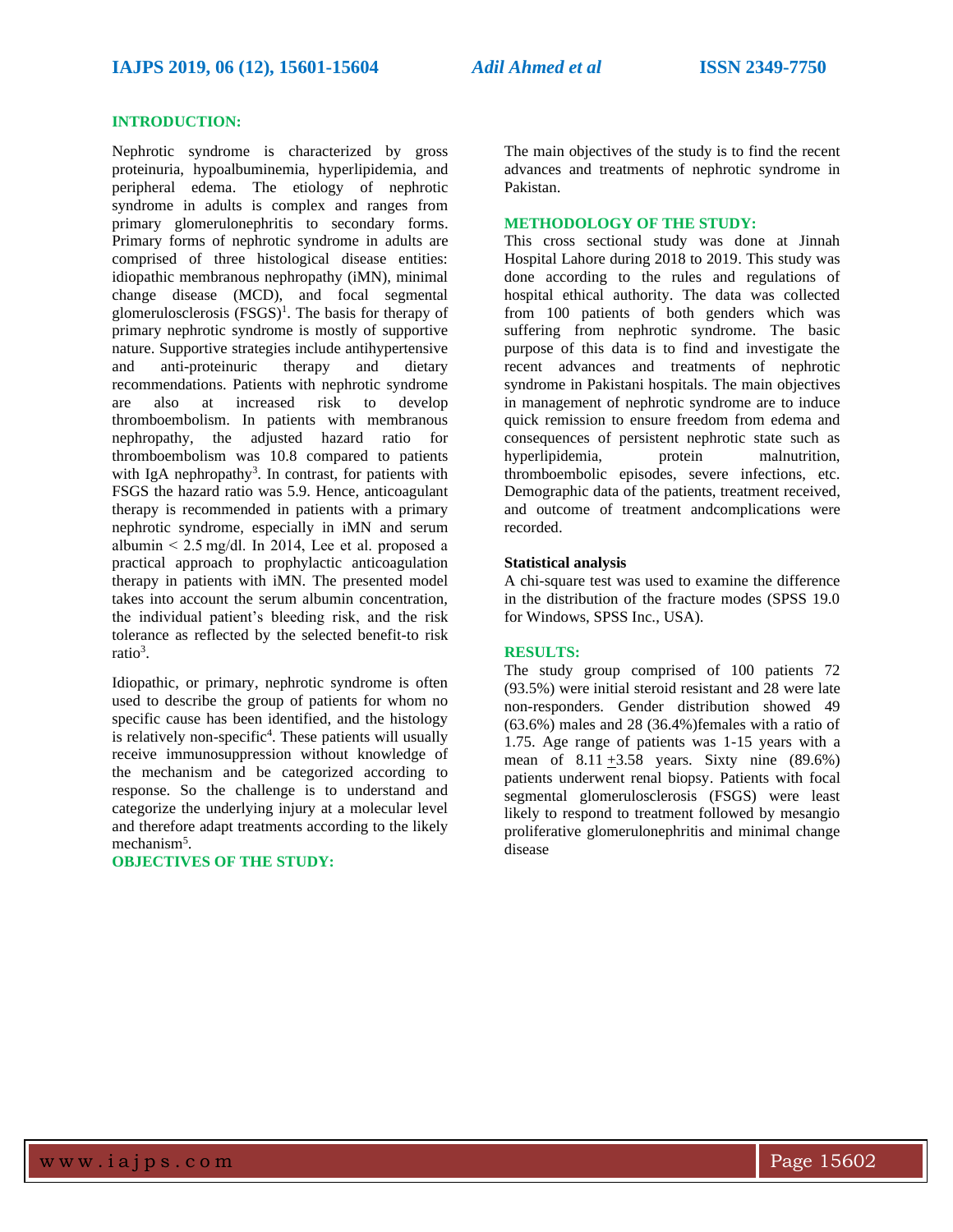## INTRODUCTION:

Nephrotic syndrome is characterized by gross proteinuria, hypoalbuminemia, hyperlipidemia, and peripheral edema. The etiology of nephrotic syndrome in adults is complex and ranges from primary glomerulonephritis to secondary forms. Primary forms of nephrotic syndrome in adults are comprised of three histological disease entities: idiopathic membranous nephropathy (iMN), minimal change disease (MCD), and focal segmental glomerulosclerosis (FSGS)[1]. The basis for therapy of primary nephrotic syndrome is mostly of supportive nature. Supportive strategies include antihypertensive and anti-proteinuric therapy and dietary recommendations. Patients with nephrotic syndrome are also at increased risk to develop thromboembolism. In patients with membranous nephropathy, the adjusted hazard ratio for thromboembolism was 10.8 compared to patients with IgA nephropathy[3]. In contrast, for patients with FSGS the hazard ratio was 5.9. Hence, anticoagulant therapy is recommended in patients with a primary nephrotic syndrome, especially in iMN and serum albumin < 2.5 mg/dl. In 2014, Lee et al. proposed a practical approach to prophylactic anticoagulation therapy in patients with iMN. The presented model takes into account the serum albumin concentration, the individual patient's bleeding risk, and the risk tolerance as reflected by the selected benefit-to risk ratio[3].

Idiopathic, or primary, nephrotic syndrome is often used to describe the group of patients for whom no specific cause has been identified, and the histology is relatively non-specific[4]. These patients will usually receive immunosuppression without knowledge of the mechanism and be categorized according to response. So the challenge is to understand and categorize the underlying injury at a molecular level and therefore adapt treatments according to the likely mechanism[5].

## OBJECTIVES OF THE STUDY:

The main objectives of the study is to find the recent advances and treatments of nephrotic syndrome in Pakistan.

## METHODOLOGY OF THE STUDY:

This cross sectional study was done at Jinnah Hospital Lahore during 2018 to 2019. This study was done according to the rules and regulations of hospital ethical authority. The data was collected from 100 patients of both genders which was suffering from nephrotic syndrome. The basic purpose of this data is to find and investigate the recent advances and treatments of nephrotic syndrome in Pakistani hospitals. The main objectives in management of nephrotic syndrome are to induce quick remission to ensure freedom from edema and consequences of persistent nephrotic state such as hyperlipidemia, protein malnutrition, thromboembolic episodes, severe infections, etc. Demographic data of the patients, treatment received, and outcome of treatment andcomplications were recorded.

### Statistical analysis

A chi-square test was used to examine the difference in the distribution of the fracture modes (SPSS 19.0 for Windows, SPSS Inc., USA).

## RESULTS:

The study group comprised of 100 patients 72 (93.5%) were initial steroid resistant and 28 were late non-responders. Gender distribution showed 49 (63.6%) males and 28 (36.4%)females with a ratio of 1.75. Age range of patients was 1-15 years with a mean of 8.11 $\pm$3.58 years. Sixty nine (89.6%) patients underwent renal biopsy. Patients with focal segmental glomerulosclerosis (FSGS) were least likely to respond to treatment followed by mesangio proliferative glomerulonephritis and minimal change disease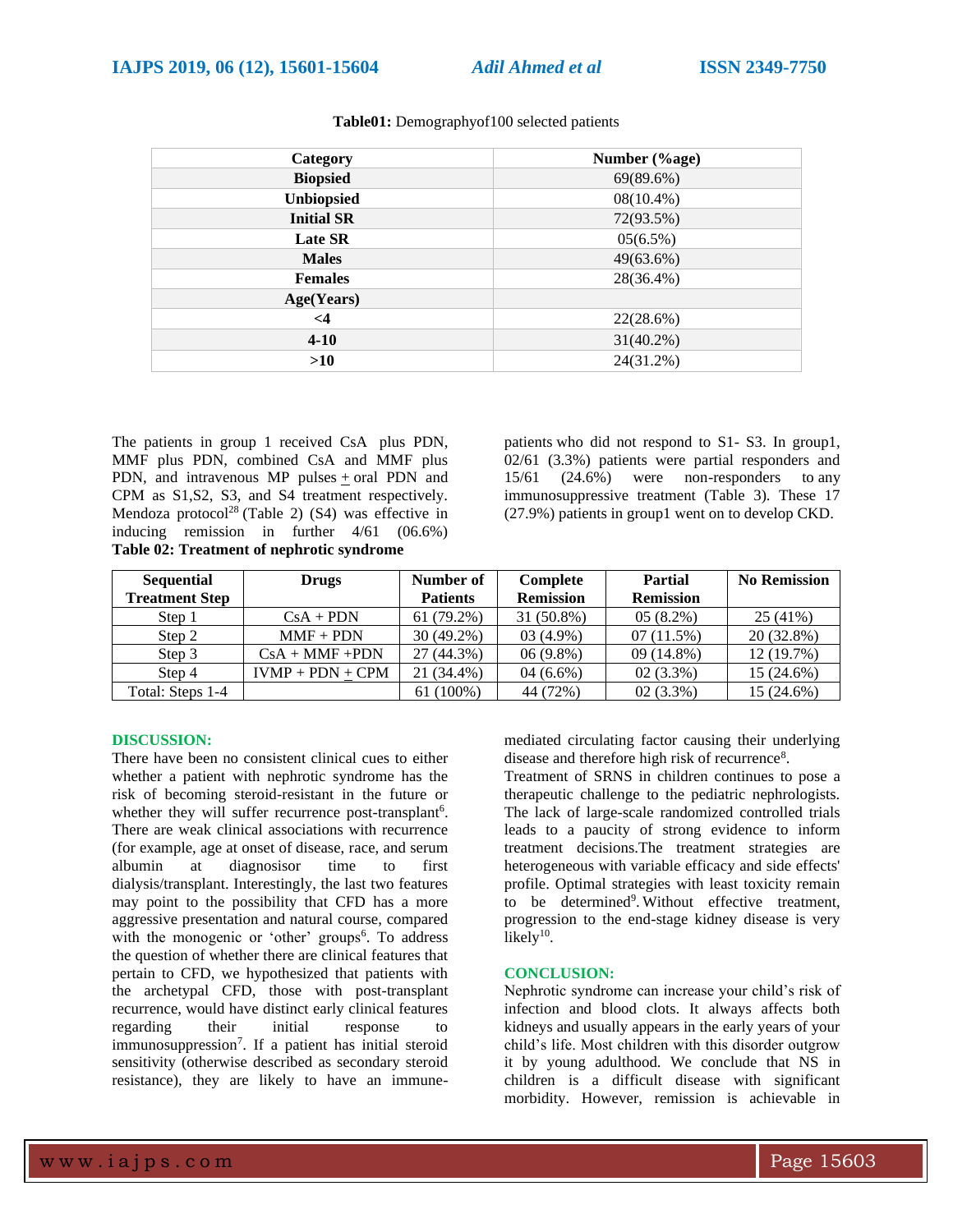**Table01:** Demographyof100 selected patients

| Category | Number (%age) |
|---|---|
| **Biopsied** | 69(89.6%) |
| **Unbiopsied** | 08(10.4%) |
| **Initial SR** | 72(93.5%) |
| **Late SR** | 05(6.5%) |
| **Males** | 49(63.6%) |
| **Females** | 28(36.4%) |
| **Age(Years)** | |
| **<4** | 22(28.6%) |
| **4-10** | 31(40.2%) |
| **>10** | 24(31.2%) |

The patients in group 1 received CsA plus PDN, MMF plus PDN, combined CsA and MMF plus PDN, and intravenous MP pulses ± oral PDN and CPM as S1,S2, S3, and S4 treatment respectively. Mendoza protocol[28] (Table 2) (S4) was effective in inducing remission in further 4/61 (06.6%) patients who did not respond to S1- S3. In group1, 02/61 (3.3%) patients were partial responders and 15/61 (24.6%) were non-responders to any immunosuppressive treatment (Table 3). These 17 (27.9%) patients in group1 went on to develop CKD.

**Table 02: Treatment of nephrotic syndrome**

| Sequential Treatment Step | Drugs | Number of Patients | Complete Remission | Partial Remission | No Remission |
|---|---|---|---|---|---|
| Step 1 | CsA + PDN | 61 (79.2%) | 31 (50.8%) | 05 (8.2%) | 25 (41%) |
| Step 2 | MMF + PDN | 30 (49.2%) | 03 (4.9%) | 07 (11.5%) | 20 (32.8%) |
| Step 3 | CsA + MMF +PDN | 27 (44.3%) | 06 (9.8%) | 09 (14.8%) | 12 (19.7%) |
| Step 4 | IVMP + PDN ± CPM | 21 (34.4%) | 04 (6.6%) | 02 (3.3%) | 15 (24.6%) |
| Total: Steps 1-4 | | 61 (100%) | 44 (72%) | 02 (3.3%) | 15 (24.6%) |

## DISCUSSION:

There have been no consistent clinical cues to either whether a patient with nephrotic syndrome has the risk of becoming steroid-resistant in the future or whether they will suffer recurrence post-transplant[6]. There are weak clinical associations with recurrence (for example, age at onset of disease, race, and serum albumin at diagnosisor time to first dialysis/transplant. Interestingly, the last two features may point to the possibility that CFD has a more aggressive presentation and natural course, compared with the monogenic or 'other' groups[6]. To address the question of whether there are clinical features that pertain to CFD, we hypothesized that patients with the archetypal CFD, those with post-transplant recurrence, would have distinct early clinical features regarding their initial response to immunosuppression[7]. If a patient has initial steroid sensitivity (otherwise described as secondary steroid resistance), they are likely to have an immune-mediated circulating factor causing their underlying disease and therefore high risk of recurrence[8].

Treatment of SRNS in children continues to pose a therapeutic challenge to the pediatric nephrologists. The lack of large-scale randomized controlled trials leads to a paucity of strong evidence to inform treatment decisions.The treatment strategies are heterogeneous with variable efficacy and side effects' profile. Optimal strategies with least toxicity remain to be determined[9]. Without effective treatment, progression to the end-stage kidney disease is very likely[10].

## CONCLUSION:

Nephrotic syndrome can increase your child's risk of infection and blood clots. It always affects both kidneys and usually appears in the early years of your child's life. Most children with this disorder outgrow it by young adulthood. We conclude that NS in children is a difficult disease with significant morbidity. However, remission is achievable in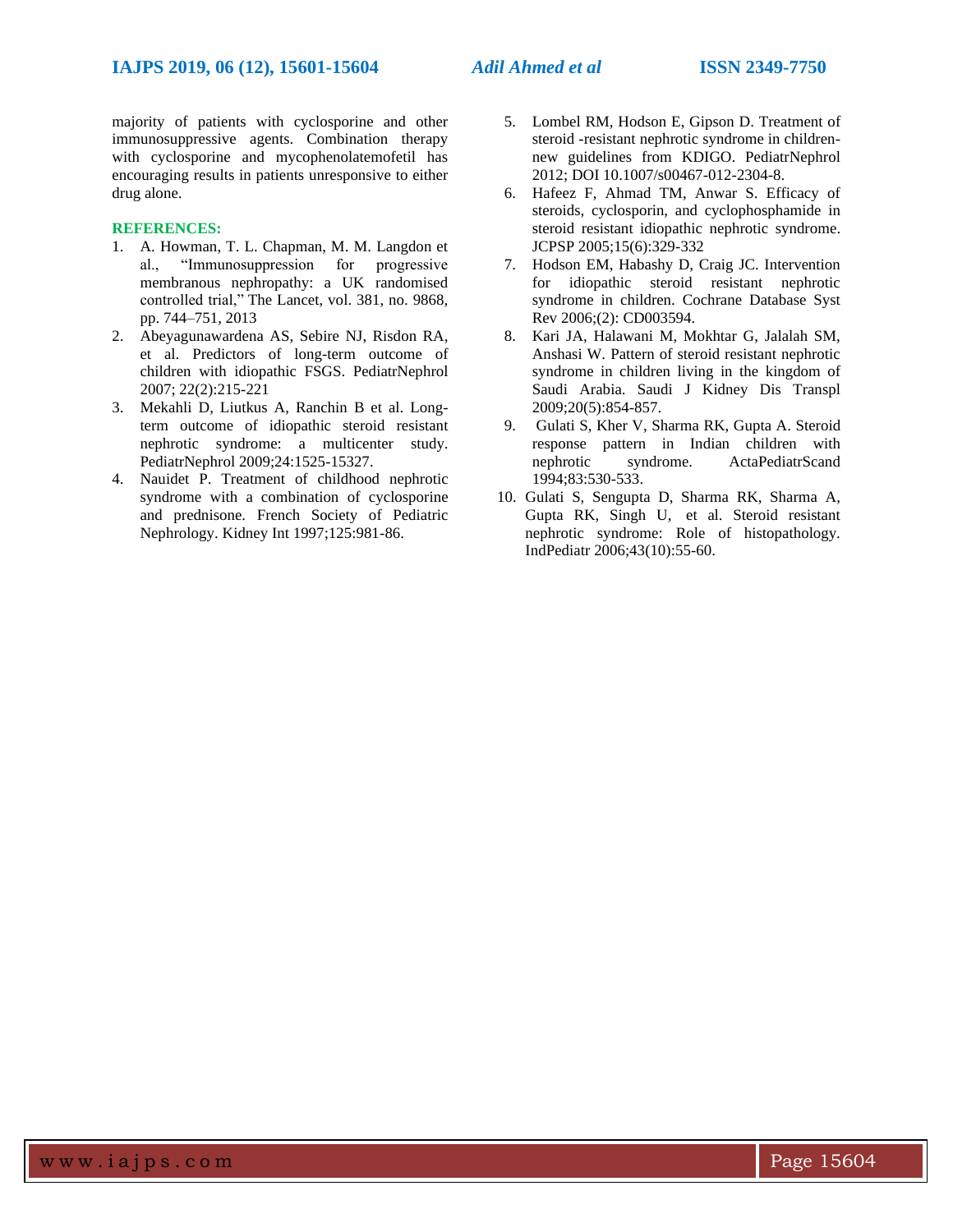majority of patients with cyclosporine and other immunosuppressive agents. Combination therapy with cyclosporine and mycophenolatemofetil has encouraging results in patients unresponsive to either drug alone.

## REFERENCES:

1. A. Howman, T. L. Chapman, M. M. Langdon et al., "Immunosuppression for progressive membranous nephropathy: a UK randomised controlled trial," The Lancet, vol. 381, no. 9868, pp. 744–751, 2013
2. Abeyagunawardena AS, Sebire NJ, Risdon RA, et al. Predictors of long-term outcome of children with idiopathic FSGS. PediatrNephrol 2007; 22(2):215-221
3. Mekahli D, Liutkus A, Ranchin B et al. Long-term outcome of idiopathic steroid resistant nephrotic syndrome: a multicenter study. PediatrNephrol 2009;24:1525-15327.
4. Nauidet P. Treatment of childhood nephrotic syndrome with a combination of cyclosporine and prednisone. French Society of Pediatric Nephrology. Kidney Int 1997;125:981-86.
5. Lombel RM, Hodson E, Gipson D. Treatment of steroid -resistant nephrotic syndrome in children-new guidelines from KDIGO. PediatrNephrol 2012; DOI 10.1007/s00467-012-2304-8.
6. Hafeez F, Ahmad TM, Anwar S. Efficacy of steroids, cyclosporin, and cyclophosphamide in steroid resistant idiopathic nephrotic syndrome. JCPSP 2005;15(6):329-332
7. Hodson EM, Habashy D, Craig JC. Intervention for idiopathic steroid resistant nephrotic syndrome in children. Cochrane Database Syst Rev 2006;(2): CD003594.
8. Kari JA, Halawani M, Mokhtar G, Jalalah SM, Anshasi W. Pattern of steroid resistant nephrotic syndrome in children living in the kingdom of Saudi Arabia. Saudi J Kidney Dis Transpl 2009;20(5):854-857.
9. Gulati S, Kher V, Sharma RK, Gupta A. Steroid response pattern in Indian children with nephrotic syndrome. ActaPediatrScand 1994;83:530-533.
10. Gulati S, Sengupta D, Sharma RK, Sharma A, Gupta RK, Singh U, et al. Steroid resistant nephrotic syndrome: Role of histopathology. IndPediatr 2006;43(10):55-60.